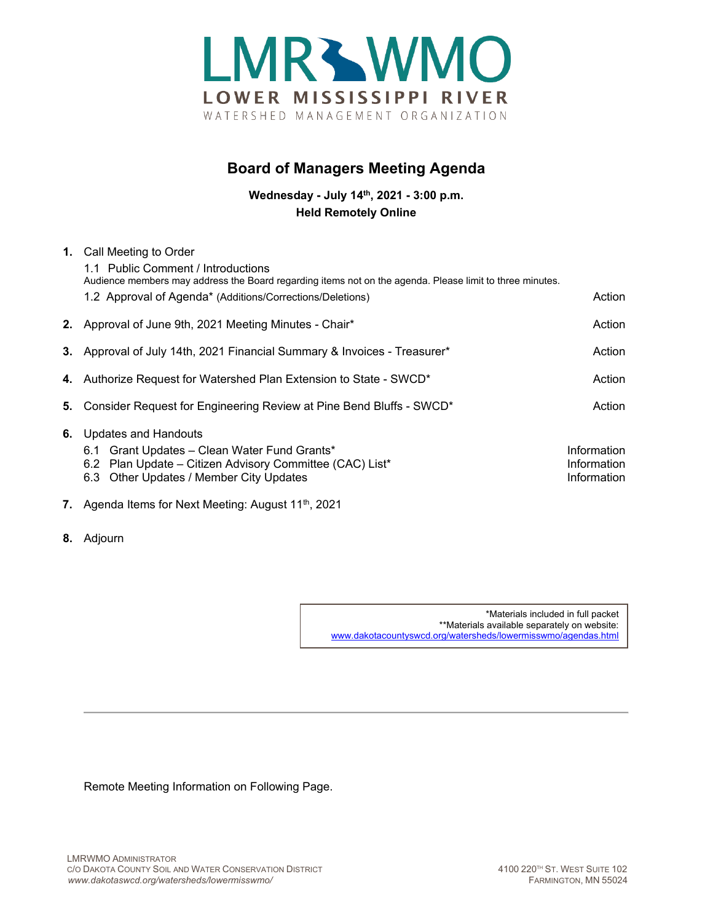LMR WMO

LOWER MISSISSIPPI RIVER

WATERSHED MANAGEMENT ORGANIZATION

# Board of Managers Meeting Agenda

**Wednesday - July 14th, 2021 - 3:00 p.m.**
**Held Remotely Online**

| | | |
|---|---|---|
| **1.** | Call Meeting to Order | |
| | 1.1 Public Comment / Introductions<br>Audience members may address the Board regarding items not on the agenda. Please limit to three minutes. | |
| | 1.2 Approval of Agenda* (Additions/Corrections/Deletions) | Action |
| **2.** | Approval of June 9th, 2021 Meeting Minutes - Chair* | Action |
| **3.** | Approval of July 14th, 2021 Financial Summary & Invoices - Treasurer* | Action |
| **4.** | Authorize Request for Watershed Plan Extension to State - SWCD* | Action |
| **5.** | Consider Request for Engineering Review at Pine Bend Bluffs - SWCD* | Action |
| **6.** | Updates and Handouts | |
| | 6.1 Grant Updates – Clean Water Fund Grants* | Information |
| | 6.2 Plan Update – Citizen Advisory Committee (CAC) List* | Information |
| | 6.3 Other Updates / Member City Updates | Information |
| **7.** | Agenda Items for Next Meeting: August 11th, 2021 | |
| **8.** | Adjourn | |

*Materials included in full packet
**Materials available separately on website:
www.dakotacountyswcd.org/watersheds/lowermisswmo/agendas.html

Remote Meeting Information on Following Page.

LMRWMO Administrator
c/o Dakota County Soil and Water Conservation District
*www.dakotaswcd.org/watersheds/lowermisswmo/*

4100 220th St. West Suite 102
Farmington, MN 55024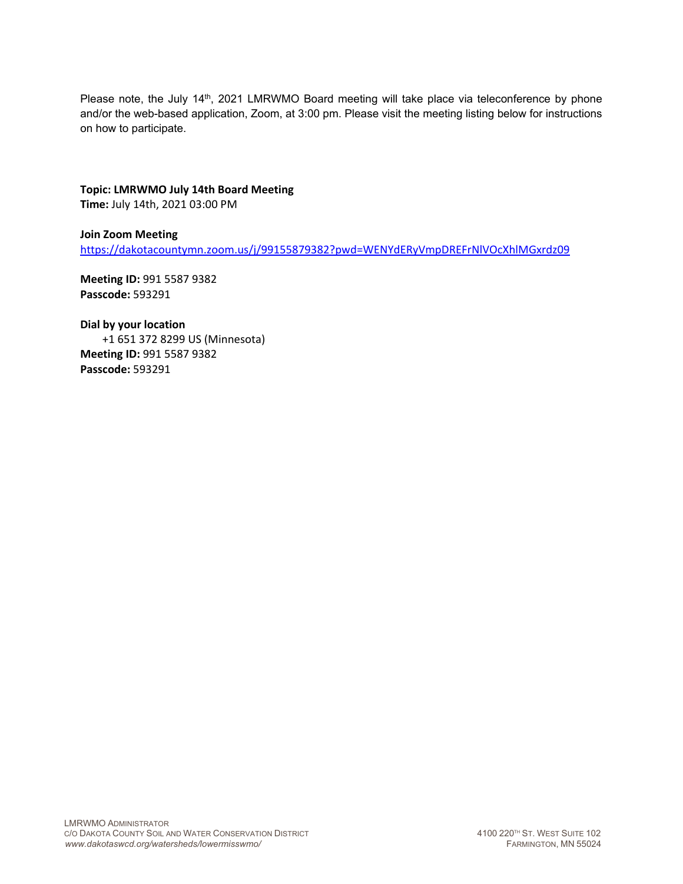Please note, the July 14th, 2021 LMRWMO Board meeting will take place via teleconference by phone and/or the web-based application, Zoom, at 3:00 pm. Please visit the meeting listing below for instructions on how to participate.

**Topic: LMRWMO July 14th Board Meeting**
**Time:** July 14th, 2021 03:00 PM

**Join Zoom Meeting**
https://dakotacountymn.zoom.us/j/99155879382?pwd=WENYdERyVmpDREFrNlVOcXhlMGxrdz09

**Meeting ID:** 991 5587 9382
**Passcode:** 593291

**Dial by your location**
+1 651 372 8299 US (Minnesota)
**Meeting ID:** 991 5587 9382
**Passcode:** 593291